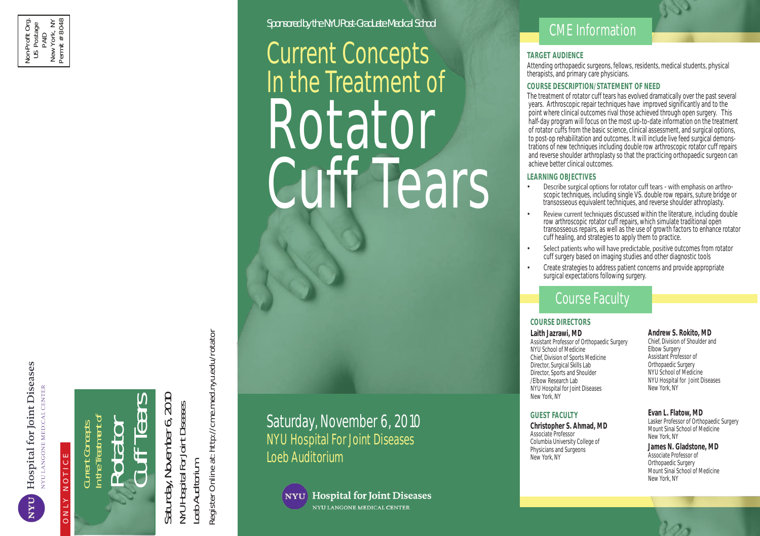Non-Profit Org.
US Postage
PAID
New York, NY
Permit # 8048

Hospital for Joint Diseases
NYU LANGONE MEDICAL CENTER

ONLY NOTICE

Current Concepts In the Treatment of Rotator Cuff Tears

Saturday, November 6, 2010
NYU Hospital For Joint Diseases
Loeb Auditorium

Register Online at: http://cme.med.nyu.edu/rotator

Sponsored by the NYU Post-Graduate Medical School

# Current Concepts In the Treatment of Rotator Cuff Tears

Saturday, November 6, 2010
NYU Hospital For Joint Diseases
Loeb Auditorium

NYU Hospital for Joint Diseases
NYU LANGONE MEDICAL CENTER

## CME Information

### TARGET AUDIENCE

Attending orthopaedic surgeons, fellows, residents, medical students, physical therapists, and primary care physicians.

### COURSE DESCRIPTION/STATEMENT OF NEED

The treatment of rotator cuff tears has evolved dramatically over the past several years. Arthroscopic repair techniques have improved significantly and to the point where clinical outcomes rival those achieved through open surgery. This half-day program will focus on the most up-to-date information on the treatment of rotator cuffs from the basic science, clinical assessment, and surgical options, to post-op rehabilitation and outcomes. It will include live feed surgical demonstrations of new techniques including double row arthroscopic rotator cuff repairs and reverse shoulder arthroplasty so that the practicing orthopaedic surgeon can achieve better clinical outcomes.

### LEARNING OBJECTIVES

- Describe surgical options for rotator cuff tears - with emphasis on arthroscopic techniques, including single VS. double row repairs, suture bridge or transosseous equivalent techniques, and reverse shoulder athroplasty.
- Review current techniques discussed within the literature, including double row arthroscopic rotator cuff repairs, which simulate traditional open transosseous repairs, as well as the use of growth factors to enhance rotator cuff healing, and strategies to apply them to practice.
- Select patients who will have predictable, positive outcomes from rotator cuff surgery based on imaging studies and other diagnostic tools
- Create strategies to address patient concerns and provide appropriate surgical expectations following surgery.

## Course Faculty

### COURSE DIRECTORS

**Laith Jazrawi, MD**
Assistant Professor of Orthopaedic Surgery
NYU School of Medicine
Chief, Division of Sports Medicine
Director, Surgical Skills Lab
Director, Sports and Shoulder /Elbow Research Lab
NYU Hospital for Joint Diseases
New York, NY

**Andrew S. Rokito, MD**
Chief, Division of Shoulder and Elbow Surgery
Assistant Professor of Orthopaedic Surgery
NYU School of Medicine
NYU Hospital for Joint Diseases
New York, NY

### GUEST FACULTY

**Christopher S. Ahmad, MD**
Associate Professor
Columbia University College of Physicians and Surgeons
New York, NY

**Evan L. Flatow, MD**
Lasker Professor of Orthopaedic Surgery
Mount Sinai School of Medicine
New York, NY

**James N. Gladstone, MD**
Associate Professor of Orthopaedic Surgery
Mount Sinai School of Medicine
New York, NY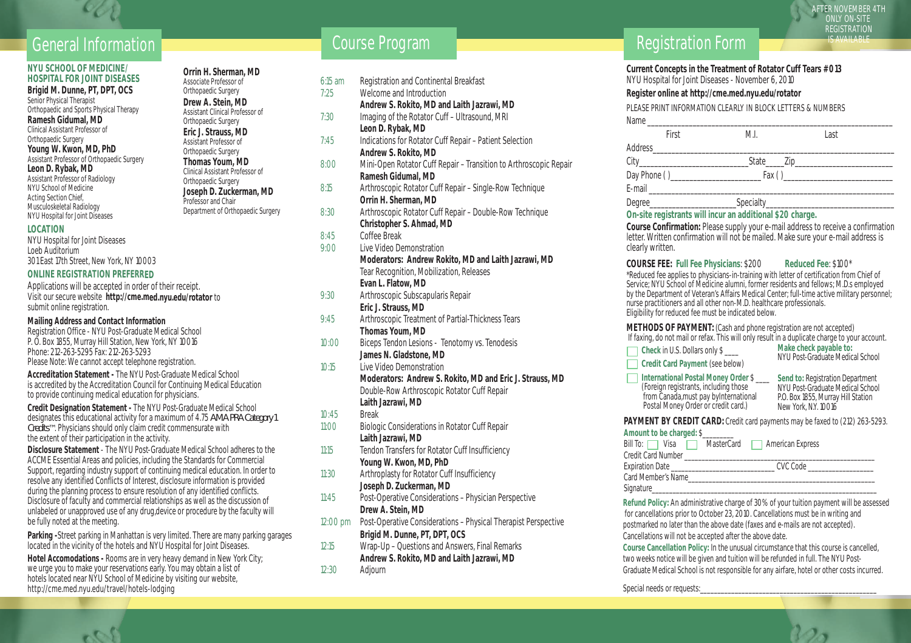# General Information

**NYU SCHOOL OF MEDICINE/ HOSPITAL FOR JOINT DISEASES**

**Brigid M. Dunne, PT, DPT, OCS**
Senior Physical Therapist
Orthopaedic and Sports Physical Therapy

**Ramesh Gidumal, MD**
Clinical Assistant Professor of Orthopaedic Surgery

**Young W. Kwon, MD, PhD**
Assistant Professor of Orthopaedic Surgery

**Leon D. Rybak, MD**
Assistant Professor of Radiology
NYU School of Medicine
Acting Section Chief, Musculoskeletal Radiology
NYU Hospital for Joint Diseases

**Orrin H. Sherman, MD**
Associate Professor of Orthopaedic Surgery

**Drew A. Stein, MD**
Assistant Clinical Professor of Orthopaedic Surgery

**Eric J. Strauss, MD**
Assistant Professor of Orthopaedic Surgery

**Thomas Youm, MD**
Clinical Assistant Professor of Orthopaedic Surgery

**Joseph D. Zuckerman, MD**
Professor and Chair
Department of Orthopaedic Surgery

**LOCATION**

NYU Hospital for Joint Diseases
Loeb Auditorium
301 East 17th Street, New York, NY 10003

**ONLINE REGISTRATION PREFERRED**

Applications will be accepted in order of their receipt.
Visit our secure website **http://cme.med.nyu.edu/rotator** to submit online registration.

**Mailing Address and Contact Information**
Registration Office - NYU Post-Graduate Medical School
P. O. Box 1855, Murray Hill Station, New York, NY 10016
Phone: 212-263-5295 Fax: 212-263-5293
Please Note: We cannot accept telephone registration.

**Accreditation Statement -** The NYU Post-Graduate Medical School is accredited by the Accreditation Council for Continuing Medical Education to provide continuing medical education for physicians.

**Credit Designation Statement -** The NYU Post-Graduate Medical School designates this educational activity for a maximum of 4.75 *AMA PRA Category 1 Credits*™. Physicians should only claim credit commensurate with the extent of their participation in the activity.

**Disclosure Statement** - The NYU Post-Graduate Medical School adheres to the ACCME Essential Areas and policies, including the Standards for Commercial Support, regarding industry support of continuing medical education. In order to resolve any identified Conflicts of Interest, disclosure information is provided during the planning process to ensure resolution of any identified conflicts. Disclosure of faculty and commercial relationships as well as the discussion of unlabeled or unapproved use of any drug,device or procedure by the faculty will be fully noted at the meeting.

**Parking -** Street parking in Manhattan is very limited. There are many parking garages located in the vicinity of the hotels and NYU Hospital for Joint Diseases.

**Hotel Accomodations -** Rooms are in very heavy demand in New York City; we urge you to make your reservations early. You may obtain a list of hotels located near NYU School of Medicine by visiting our website, http://cme.med.nyu.edu/travel/hotels-lodging

# Course Program

| | |
|---|---|
| 6:15 am | Registration and Continental Breakfast |
| 7:25 | Welcome and Introduction<br>**Andrew S. Rokito, MD and Laith Jazrawi, MD** |
| 7:30 | Imaging of the Rotator Cuff – Ultrasound, MRI<br>**Leon D. Rybak, MD** |
| 7:45 | Indications for Rotator Cuff Repair – Patient Selection<br>**Andrew S. Rokito, MD** |
| 8:00 | Mini-Open Rotator Cuff Repair – Transition to Arthroscopic Repair<br>**Ramesh Gidumal, MD** |
| 8:15 | Arthroscopic Rotator Cuff Repair – Single-Row Technique<br>**Orrin H. Sherman, MD** |
| 8:30 | Arthroscopic Rotator Cuff Repair – Double-Row Technique<br>**Christopher S. Ahmad, MD** |
| 8:45 | Coffee Break |
| 9:00 | Live Video Demonstration<br>**Moderators: Andrew Rokito, MD and Laith Jazrawi, MD**<br>Tear Recognition, Mobilization, Releases<br>**Evan L. Flatow, MD** |
| 9:30 | Arthroscopic Subscapularis Repair<br>**Eric J. Strauss, MD** |
| 9:45 | Arthroscopic Treatment of Partial-Thickness Tears<br>**Thomas Youm, MD** |
| 10:00 | Biceps Tendon Lesions - Tenotomy vs. Tenodesis<br>**James N. Gladstone, MD** |
| 10:15 | Live Video Demonstration<br>**Moderators: Andrew S. Rokito, MD and Eric J. Strauss, MD**<br>Double-Row Arthroscopic Rotator Cuff Repair<br>**Laith Jazrawi, MD** |
| 10:45 | Break |
| 11:00 | Biologic Considerations in Rotator Cuff Repair<br>**Laith Jazrawi, MD** |
| 11:15 | Tendon Transfers for Rotator Cuff Insufficiency<br>**Young W. Kwon, MD, PhD** |
| 11:30 | Arthroplasty for Rotator Cuff Insufficiency<br>**Joseph D. Zuckerman, MD** |
| 11:45 | Post-Operative Considerations – Physician Perspective<br>**Drew A. Stein, MD** |
| 12:00 pm | Post-Operative Considerations – Physical Therapist Perspective<br>**Brigid M. Dunne, PT, DPT, OCS** |
| 12:15 | Wrap-Up – Questions and Answers, Final Remarks<br>**Andrew S. Rokito, MD and Laith Jazrawi, MD** |
| 12:30 | Adjourn |

# Registration Form

AFTER NOVEMBER 4TH ONLY ON-SITE REGISTRATION IS AVAILABLE

**Current Concepts in the Treatment of Rotator Cuff Tears # 013**
NYU Hospital for Joint Diseases - November 6, 2010

**Register online at http://cme.med.nyu.edu/rotator**

PLEASE PRINT INFORMATION CLEARLY IN BLOCK LETTERS & NUMBERS

Name ______________________________________________
First M.I. Last

Address ______________________________________________

City ______________________ State ____ Zip ____________________

Day Phone ( ) ____________________ Fax ( ) ____________________

E-mail ______________________________________________

Degree ____________________ Specialty ____________________

**On-site registrants will incur an additional $20 charge.**

**Course Confirmation:** Please supply your e-mail address to receive a confirmation letter. Written confirmation will not be mailed. Make sure your e-mail address is clearly written.

**COURSE FEE: Full Fee Physicians**: $200 **Reduced Fee**: $100*

*Reduced fee applies to physicians-in-training with letter of certification from Chief of Service; NYU School of Medicine alumni, former residents and fellows; M.D.s employed by the Department of Veteran's Affairs Medical Center; full-time active military personnel; nurse practitioners and all other non-M.D. healthcare professionals.
Eligibility for reduced fee must be indicated below.

**METHODS OF PAYMENT:** (Cash and phone registration are not accepted)
If faxing, do not mail or refax. This will only result in a duplicate charge to your account.

- ☐ **Check** in U.S. Dollars only $ ____
- ☐ **Credit Card Payment** (see below)
- ☐ **International Postal Money Order** $ ____ (Foreign registrants, including those from Canada,must pay byInternational Postal Money Order or credit card.)

**Make check payable to:**
NYU Post-Graduate Medical School

**Send to:** Registration Department
NYU Post-Graduate Medical School
P.O. Box 1855, Murray Hill Station
New York, N.Y. 10016

**PAYMENT BY CREDIT CARD:** Credit card payments may be faxed to (212) 263-5293.

**Amount to be charged:** $________

Bill To: ☐ Visa ☐ MasterCard ☐ American Express

Credit Card Number ______________________________________________

Expiration Date ______________________ CVC Code ______________

Card Member's Name ______________________________________________

Signature ______________________________________________

**Refund Policy:** An administrative charge of 30% of your tuition payment will be assessed for cancellations prior to October 23, 2010. Cancellations must be in writing and postmarked no later than the above date (faxes and e-mails are not accepted). Cancellations will not be accepted after the above date.

**Course Cancellation Policy:** In the unusual circumstance that this course is cancelled, two weeks notice will be given and tuition will be refunded in full. The NYU Post-Graduate Medical School is not responsible for any airfare, hotel or other costs incurred.

Special needs or requests: ______________________________________________